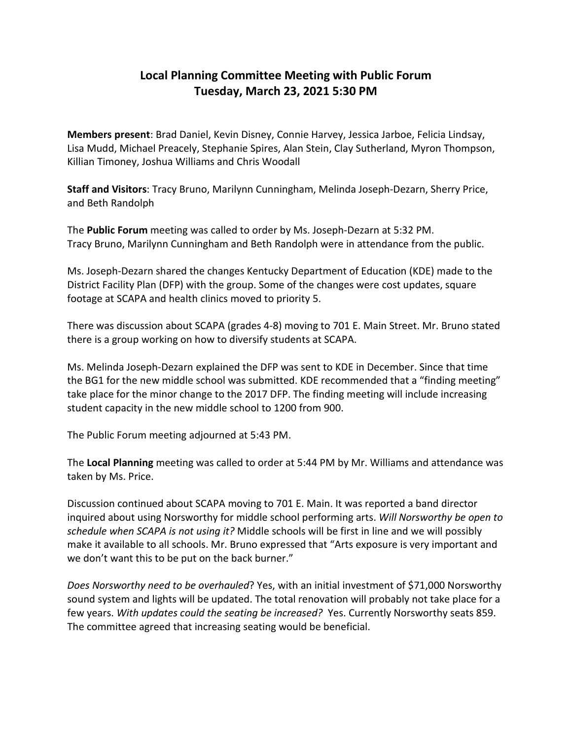# Local Planning Committee Meeting with Public Forum
## Tuesday, March 23, 2021 5:30 PM

**Members present**: Brad Daniel, Kevin Disney, Connie Harvey, Jessica Jarboe, Felicia Lindsay, Lisa Mudd, Michael Preacely, Stephanie Spires, Alan Stein, Clay Sutherland, Myron Thompson, Killian Timoney, Joshua Williams and Chris Woodall

**Staff and Visitors**: Tracy Bruno, Marilynn Cunningham, Melinda Joseph-Dezarn, Sherry Price, and Beth Randolph

The **Public Forum** meeting was called to order by Ms. Joseph-Dezarn at 5:32 PM. Tracy Bruno, Marilynn Cunningham and Beth Randolph were in attendance from the public.

Ms. Joseph-Dezarn shared the changes Kentucky Department of Education (KDE) made to the District Facility Plan (DFP) with the group. Some of the changes were cost updates, square footage at SCAPA and health clinics moved to priority 5.

There was discussion about SCAPA (grades 4-8) moving to 701 E. Main Street. Mr. Bruno stated there is a group working on how to diversify students at SCAPA.

Ms. Melinda Joseph-Dezarn explained the DFP was sent to KDE in December. Since that time the BG1 for the new middle school was submitted. KDE recommended that a "finding meeting" take place for the minor change to the 2017 DFP. The finding meeting will include increasing student capacity in the new middle school to 1200 from 900.

The Public Forum meeting adjourned at 5:43 PM.

The **Local Planning** meeting was called to order at 5:44 PM by Mr. Williams and attendance was taken by Ms. Price.

Discussion continued about SCAPA moving to 701 E. Main. It was reported a band director inquired about using Norsworthy for middle school performing arts. *Will Norsworthy be open to schedule when SCAPA is not using it?* Middle schools will be first in line and we will possibly make it available to all schools. Mr. Bruno expressed that "Arts exposure is very important and we don't want this to be put on the back burner."

*Does Norsworthy need to be overhauled*? Yes, with an initial investment of $71,000 Norsworthy sound system and lights will be updated. The total renovation will probably not take place for a few years. *With updates could the seating be increased?* Yes. Currently Norsworthy seats 859. The committee agreed that increasing seating would be beneficial.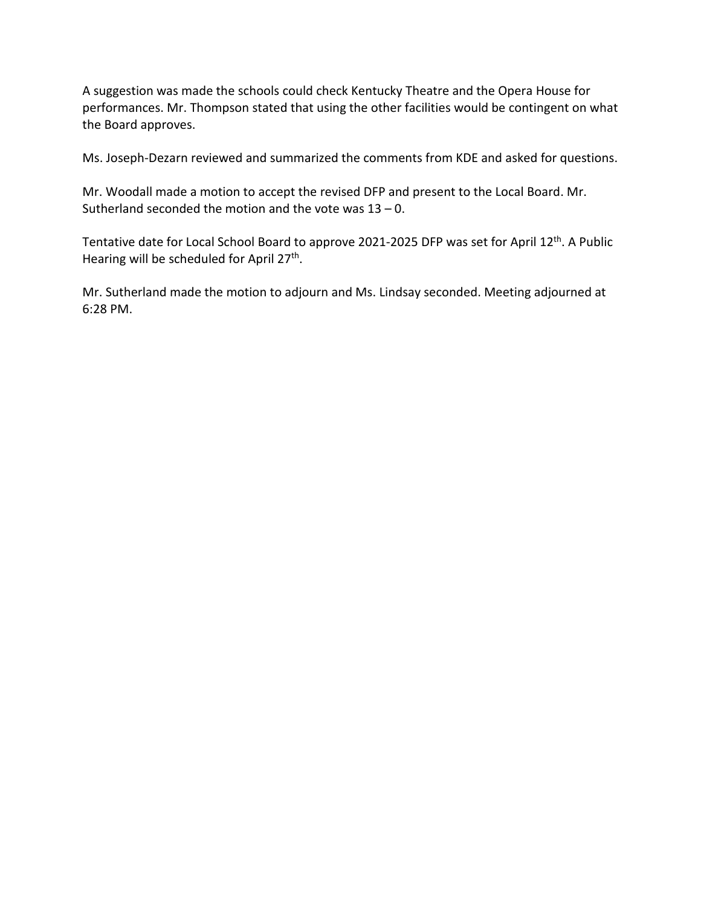A suggestion was made the schools could check Kentucky Theatre and the Opera House for performances. Mr. Thompson stated that using the other facilities would be contingent on what the Board approves.

Ms. Joseph-Dezarn reviewed and summarized the comments from KDE and asked for questions.

Mr. Woodall made a motion to accept the revised DFP and present to the Local Board. Mr. Sutherland seconded the motion and the vote was 13 – 0.

Tentative date for Local School Board to approve 2021-2025 DFP was set for April 12th. A Public Hearing will be scheduled for April 27th.

Mr. Sutherland made the motion to adjourn and Ms. Lindsay seconded. Meeting adjourned at 6:28 PM.